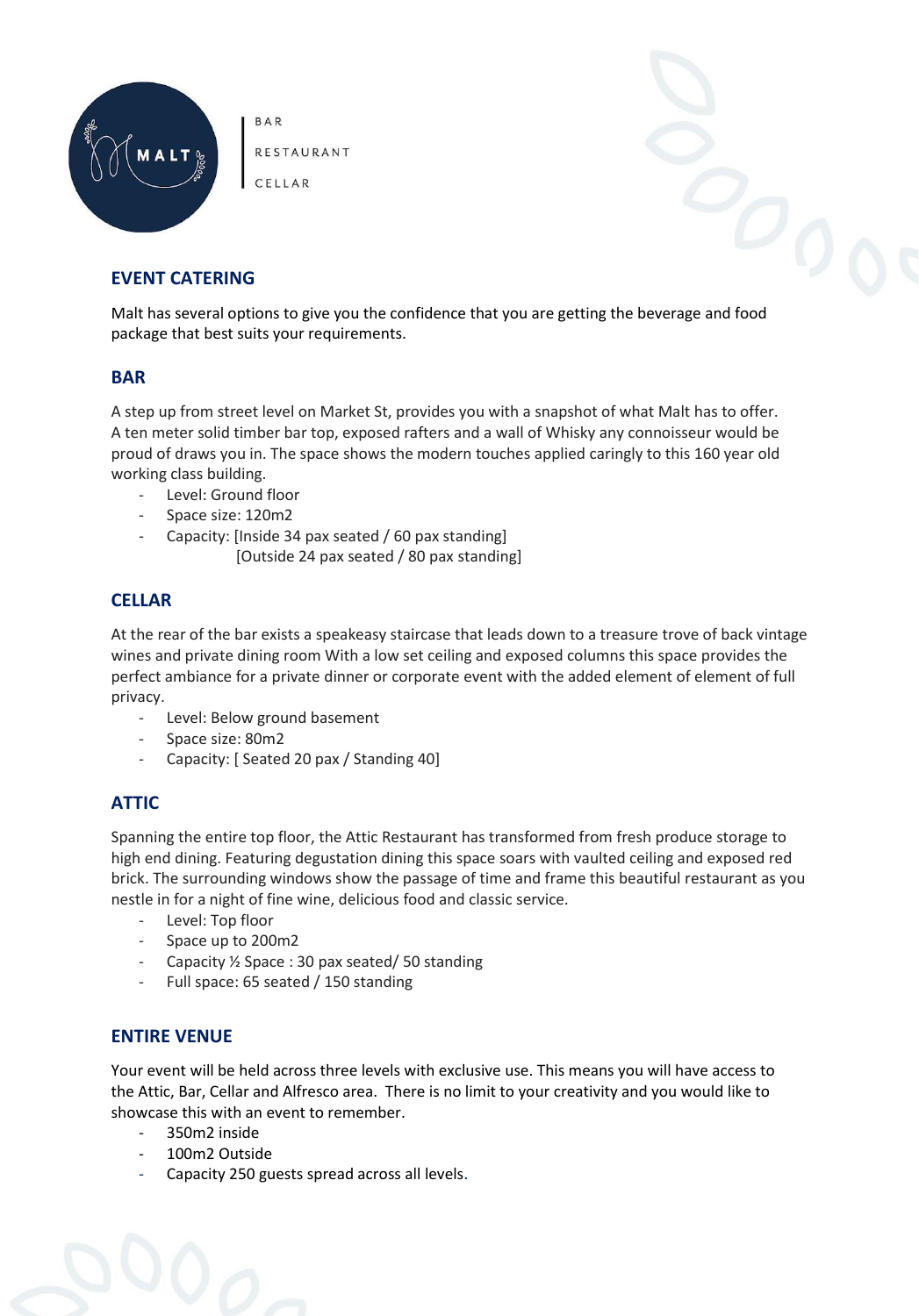MALT

BAR
RESTAURANT
CELLAR

## EVENT CATERING

Malt has several options to give you the confidence that you are getting the beverage and food package that best suits your requirements.

## BAR

A step up from street level on Market St, provides you with a snapshot of what Malt has to offer. A ten meter solid timber bar top, exposed rafters and a wall of Whisky any connoisseur would be proud of draws you in. The space shows the modern touches applied caringly to this 160 year old working class building.

- Level: Ground floor
- Space size: 120m2
- Capacity: [Inside 34 pax seated / 60 pax standing]
  [Outside 24 pax seated / 80 pax standing]

## CELLAR

At the rear of the bar exists a speakeasy staircase that leads down to a treasure trove of back vintage wines and private dining room With a low set ceiling and exposed columns this space provides the perfect ambiance for a private dinner or corporate event with the added element of element of full privacy.

- Level: Below ground basement
- Space size: 80m2
- Capacity: [ Seated 20 pax / Standing 40]

## ATTIC

Spanning the entire top floor, the Attic Restaurant has transformed from fresh produce storage to high end dining. Featuring degustation dining this space soars with vaulted ceiling and exposed red brick. The surrounding windows show the passage of time and frame this beautiful restaurant as you nestle in for a night of fine wine, delicious food and classic service.

- Level: Top floor
- Space up to 200m2
- Capacity ½ Space : 30 pax seated/ 50 standing
- Full space: 65 seated / 150 standing

## ENTIRE VENUE

Your event will be held across three levels with exclusive use. This means you will have access to the Attic, Bar, Cellar and Alfresco area. There is no limit to your creativity and you would like to showcase this with an event to remember.

- 350m2 inside
- 100m2 Outside
- Capacity 250 guests spread across all levels.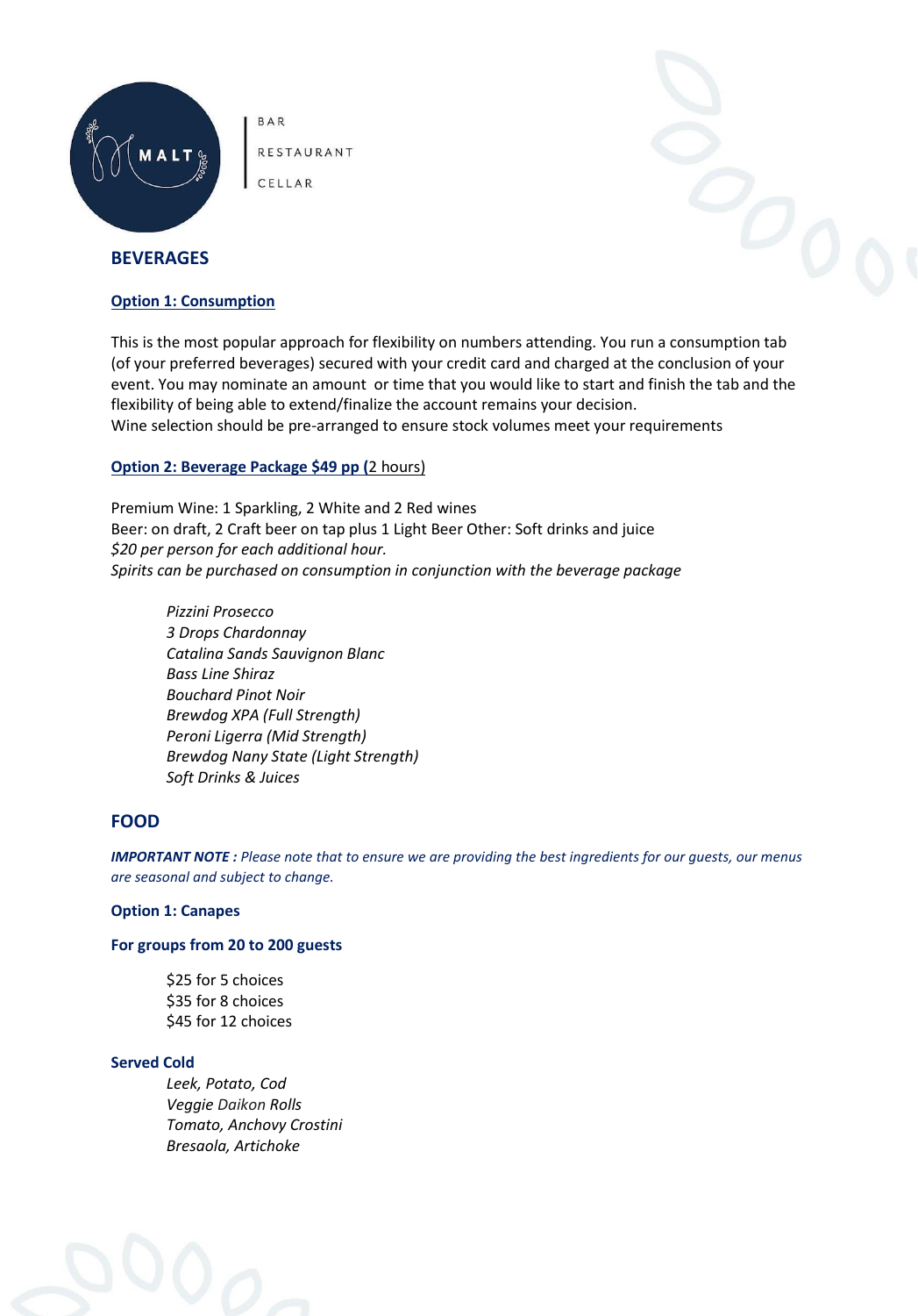MALT

BAR
RESTAURANT
CELLAR

## BEVERAGES

**Option 1: Consumption**

This is the most popular approach for flexibility on numbers attending. You run a consumption tab (of your preferred beverages) secured with your credit card and charged at the conclusion of your event. You may nominate an amount or time that you would like to start and finish the tab and the flexibility of being able to extend/finalize the account remains your decision.
Wine selection should be pre-arranged to ensure stock volumes meet your requirements

**Option 2: Beverage Package $49 pp (**2 hours)

Premium Wine: 1 Sparkling, 2 White and 2 Red wines
Beer: on draft, 2 Craft beer on tap plus 1 Light Beer Other: Soft drinks and juice
*$20 per person for each additional hour.*
*Spirits can be purchased on consumption in conjunction with the beverage package*

*Pizzini Prosecco*
*3 Drops Chardonnay*
*Catalina Sands Sauvignon Blanc*
*Bass Line Shiraz*
*Bouchard Pinot Noir*
*Brewdog XPA (Full Strength)*
*Peroni Ligerra (Mid Strength)*
*Brewdog Nany State (Light Strength)*
*Soft Drinks & Juices*

## FOOD

***IMPORTANT NOTE :*** *Please note that to ensure we are providing the best ingredients for our guests, our menus are seasonal and subject to change.*

**Option 1: Canapes**

**For groups from 20 to 200 guests**

$25 for 5 choices
$35 for 8 choices
$45 for 12 choices

**Served Cold**

*Leek, Potato, Cod*
*Veggie Daikon Rolls*
*Tomato, Anchovy Crostini*
*Bresaola, Artichoke*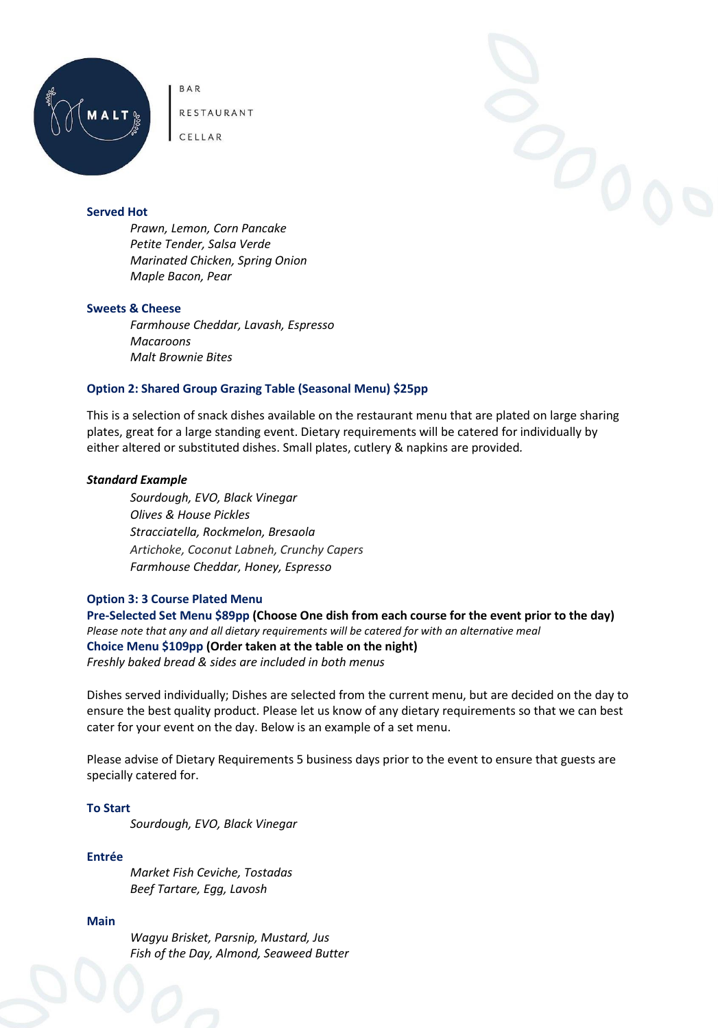**Served Hot**

*Prawn, Lemon, Corn Pancake*
*Petite Tender, Salsa Verde*
*Marinated Chicken, Spring Onion*
*Maple Bacon, Pear*

**Sweets & Cheese**

*Farmhouse Cheddar, Lavash, Espresso*
*Macaroons*
*Malt Brownie Bites*

### Option 2: Shared Group Grazing Table (Seasonal Menu) $25pp

This is a selection of snack dishes available on the restaurant menu that are plated on large sharing plates, great for a large standing event. Dietary requirements will be catered for individually by either altered or substituted dishes. Small plates, cutlery & napkins are provided.

***Standard Example***

*Sourdough, EVO, Black Vinegar*
*Olives & House Pickles*
*Stracciatella, Rockmelon, Bresaola*
*Artichoke, Coconut Labneh, Crunchy Capers*
*Farmhouse Cheddar, Honey, Espresso*

### Option 3: 3 Course Plated Menu

**Pre-Selected Set Menu $89pp (Choose One dish from each course for the event prior to the day)**
*Please note that any and all dietary requirements will be catered for with an alternative meal*
**Choice Menu $109pp (Order taken at the table on the night)**
*Freshly baked bread & sides are included in both menus*

Dishes served individually; Dishes are selected from the current menu, but are decided on the day to ensure the best quality product. Please let us know of any dietary requirements so that we can best cater for your event on the day. Below is an example of a set menu.

Please advise of Dietary Requirements 5 business days prior to the event to ensure that guests are specially catered for.

**To Start**

*Sourdough, EVO, Black Vinegar*

**Entrée**

*Market Fish Ceviche, Tostadas*
*Beef Tartare, Egg, Lavosh*

**Main**

*Wagyu Brisket, Parsnip, Mustard, Jus*
*Fish of the Day, Almond, Seaweed Butter*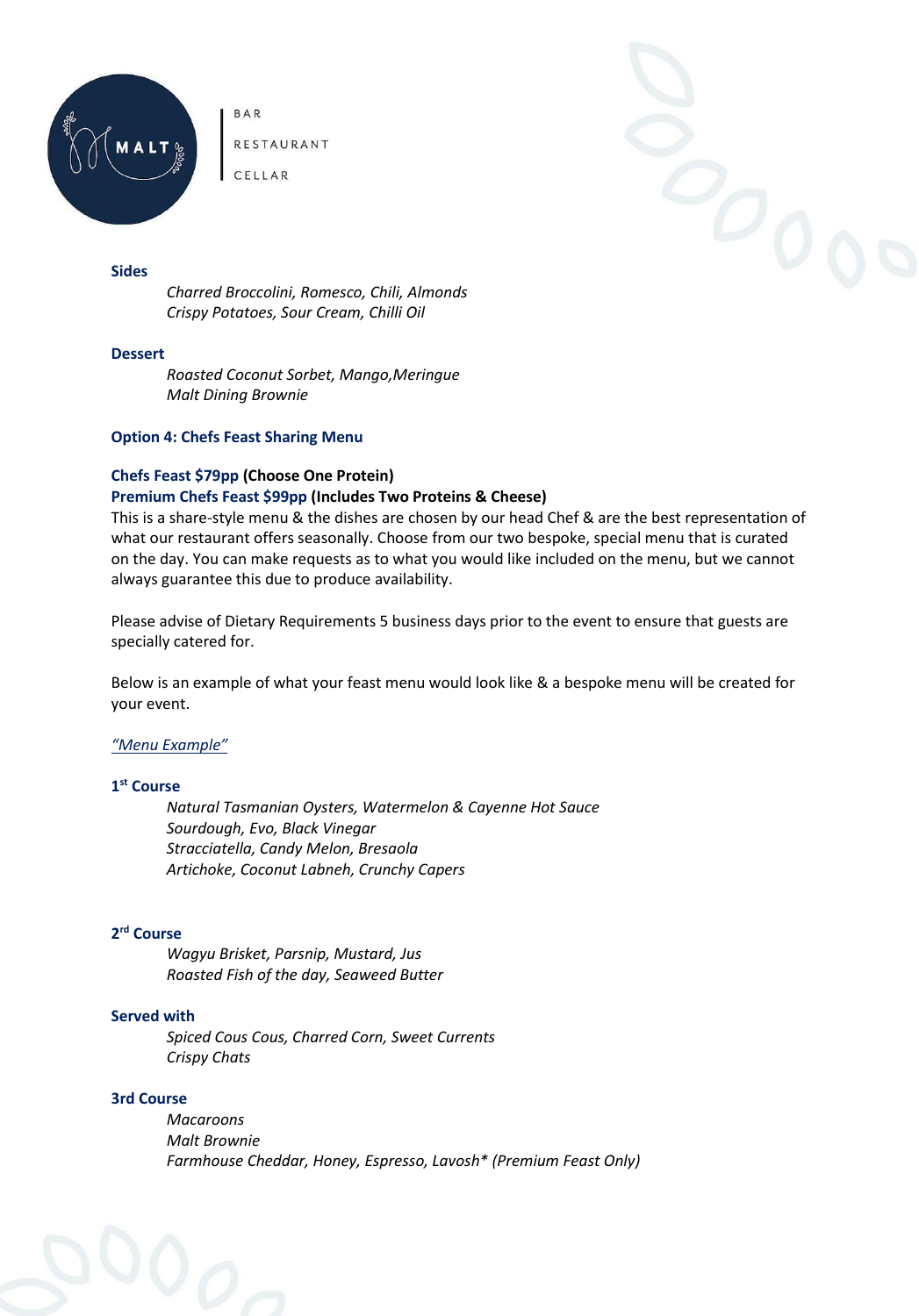BAR

RESTAURANT

CELLAR

**Sides**

*Charred Broccolini, Romesco, Chili, Almonds*
*Crispy Potatoes, Sour Cream, Chilli Oil*

**Dessert**

*Roasted Coconut Sorbet, Mango,Meringue*
*Malt Dining Brownie*

**Option 4: Chefs Feast Sharing Menu**

**Chefs Feast $79pp (Choose One Protein)**
**Premium Chefs Feast $99pp (Includes Two Proteins & Cheese)**
This is a share-style menu & the dishes are chosen by our head Chef & are the best representation of what our restaurant offers seasonally. Choose from our two bespoke, special menu that is curated on the day. You can make requests as to what you would like included on the menu, but we cannot always guarantee this due to produce availability.

Please advise of Dietary Requirements 5 business days prior to the event to ensure that guests are specially catered for.

Below is an example of what your feast menu would look like & a bespoke menu will be created for your event.

*"Menu Example"*

**1st Course**

*Natural Tasmanian Oysters, Watermelon & Cayenne Hot Sauce*
*Sourdough, Evo, Black Vinegar*
*Stracciatella, Candy Melon, Bresaola*
*Artichoke, Coconut Labneh, Crunchy Capers*

**2rd Course**

*Wagyu Brisket, Parsnip, Mustard, Jus*
*Roasted Fish of the day, Seaweed Butter*

**Served with**

*Spiced Cous Cous, Charred Corn, Sweet Currents*
*Crispy Chats*

**3rd Course**

*Macaroons*
*Malt Brownie*
*Farmhouse Cheddar, Honey, Espresso, Lavosh\* (Premium Feast Only)*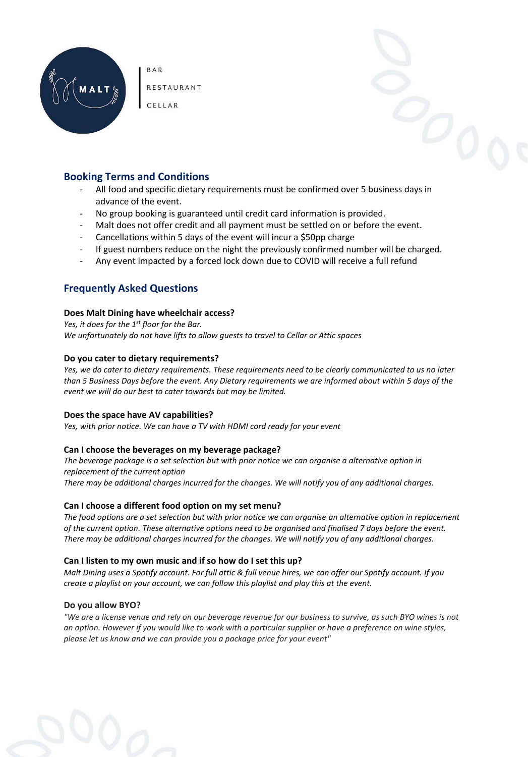MALT

BAR
RESTAURANT
CELLAR

## Booking Terms and Conditions

- All food and specific dietary requirements must be confirmed over 5 business days in advance of the event.
- No group booking is guaranteed until credit card information is provided.
- Malt does not offer credit and all payment must be settled on or before the event.
- Cancellations within 5 days of the event will incur a $50pp charge
- If guest numbers reduce on the night the previously confirmed number will be charged.
- Any event impacted by a forced lock down due to COVID will receive a full refund

## Frequently Asked Questions

**Does Malt Dining have wheelchair access?**

*Yes, it does for the 1st floor for the Bar.*
*We unfortunately do not have lifts to allow guests to travel to Cellar or Attic spaces*

**Do you cater to dietary requirements?**

*Yes, we do cater to dietary requirements. These requirements need to be clearly communicated to us no later than 5 Business Days before the event. Any Dietary requirements we are informed about within 5 days of the event we will do our best to cater towards but may be limited.*

**Does the space have AV capabilities?**

*Yes, with prior notice. We can have a TV with HDMI cord ready for your event*

**Can I choose the beverages on my beverage package?**

*The beverage package is a set selection but with prior notice we can organise a alternative option in replacement of the current option*
*There may be additional charges incurred for the changes. We will notify you of any additional charges.*

**Can I choose a different food option on my set menu?**

*The food options are a set selection but with prior notice we can organise an alternative option in replacement of the current option. These alternative options need to be organised and finalised 7 days before the event. There may be additional charges incurred for the changes. We will notify you of any additional charges.*

**Can I listen to my own music and if so how do I set this up?**

*Malt Dining uses a Spotify account. For full attic & full venue hires, we can offer our Spotify account. If you create a playlist on your account, we can follow this playlist and play this at the event.*

**Do you allow BYO?**

*"We are a license venue and rely on our beverage revenue for our business to survive, as such BYO wines is not an option. However if you would like to work with a particular supplier or have a preference on wine styles, please let us know and we can provide you a package price for your event"*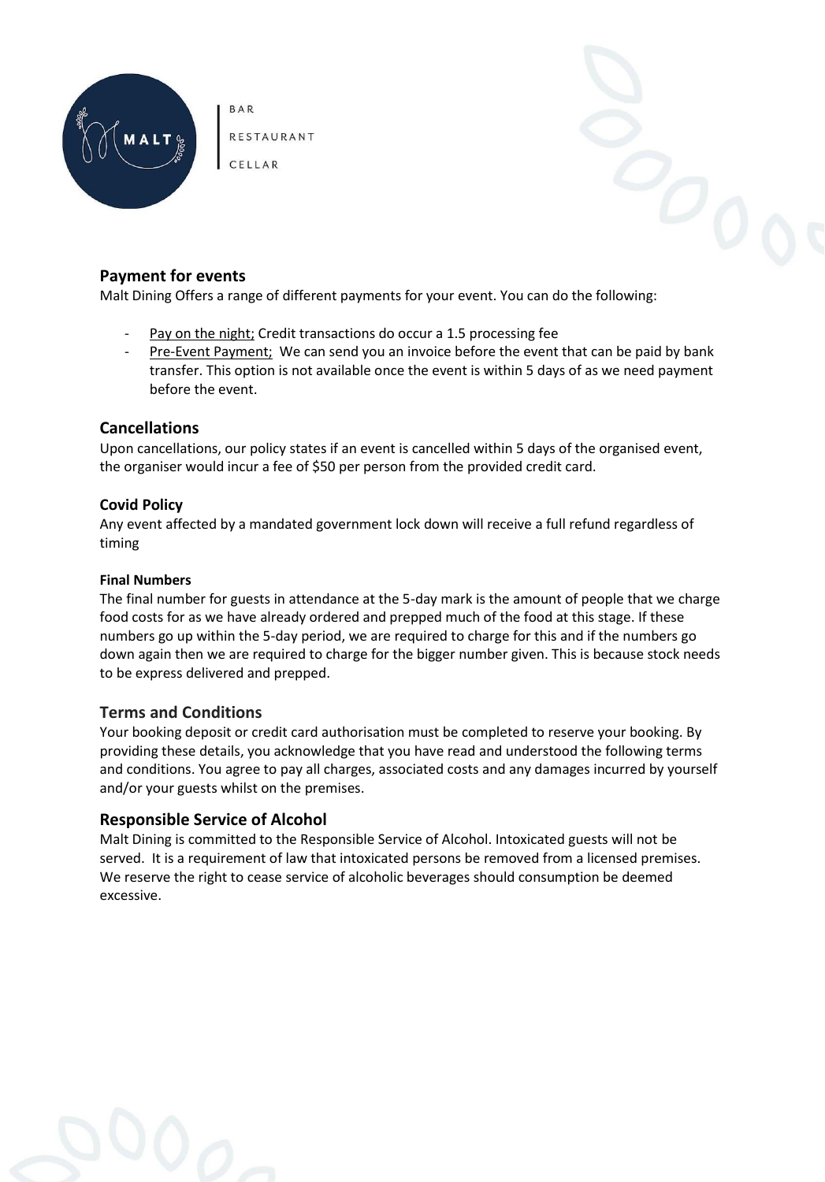## Payment for events

Malt Dining Offers a range of different payments for your event. You can do the following:

- Pay on the night; Credit transactions do occur a 1.5 processing fee
- Pre-Event Payment; We can send you an invoice before the event that can be paid by bank transfer. This option is not available once the event is within 5 days of as we need payment before the event.

## Cancellations

Upon cancellations, our policy states if an event is cancelled within 5 days of the organised event, the organiser would incur a fee of $50 per person from the provided credit card.

### Covid Policy

Any event affected by a mandated government lock down will receive a full refund regardless of timing

#### Final Numbers

The final number for guests in attendance at the 5-day mark is the amount of people that we charge food costs for as we have already ordered and prepped much of the food at this stage. If these numbers go up within the 5-day period, we are required to charge for this and if the numbers go down again then we are required to charge for the bigger number given. This is because stock needs to be express delivered and prepped.

## Terms and Conditions

Your booking deposit or credit card authorisation must be completed to reserve your booking. By providing these details, you acknowledge that you have read and understood the following terms and conditions. You agree to pay all charges, associated costs and any damages incurred by yourself and/or your guests whilst on the premises.

## Responsible Service of Alcohol

Malt Dining is committed to the Responsible Service of Alcohol. Intoxicated guests will not be served. It is a requirement of law that intoxicated persons be removed from a licensed premises. We reserve the right to cease service of alcoholic beverages should consumption be deemed excessive.